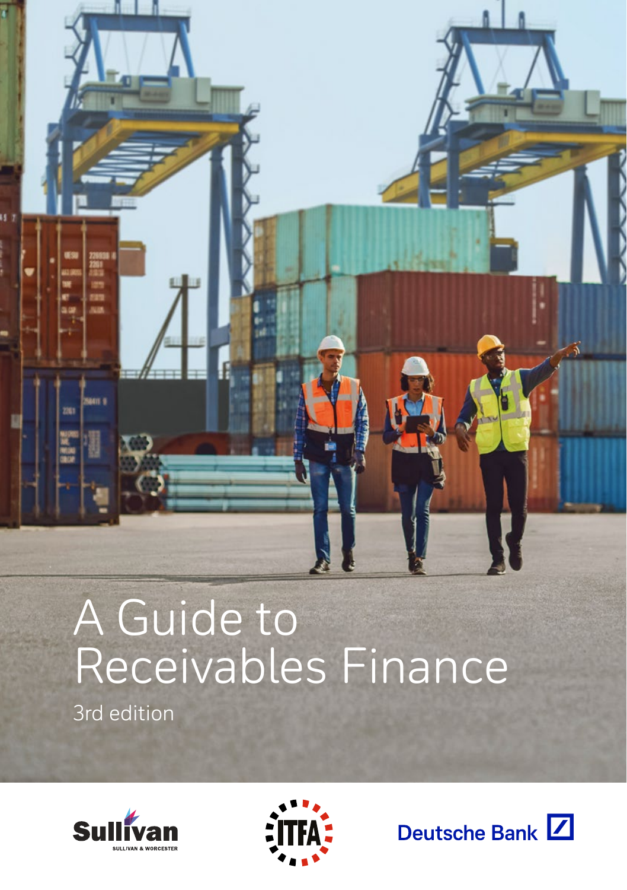# A Guide to Receivables Finance

3rd edition

Sullivan
SULLIVAN & WORCESTER

ITFA

Deutsche Bank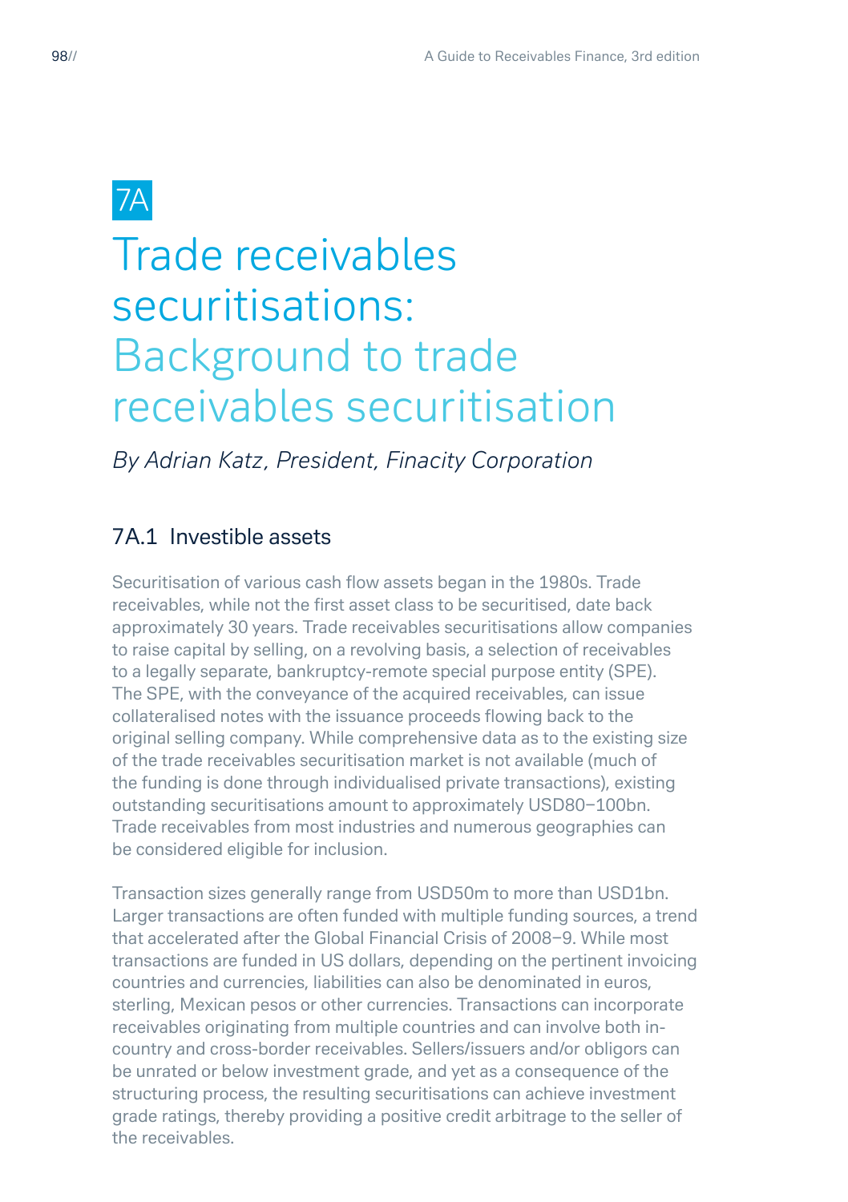# 7A

# Trade receivables securitisations: Background to trade receivables securitisation

*By Adrian Katz, President, Finacity Corporation*

## 7A.1 Investible assets

Securitisation of various cash flow assets began in the 1980s. Trade receivables, while not the first asset class to be securitised, date back approximately 30 years. Trade receivables securitisations allow companies to raise capital by selling, on a revolving basis, a selection of receivables to a legally separate, bankruptcy-remote special purpose entity (SPE). The SPE, with the conveyance of the acquired receivables, can issue collateralised notes with the issuance proceeds flowing back to the original selling company. While comprehensive data as to the existing size of the trade receivables securitisation market is not available (much of the funding is done through individualised private transactions), existing outstanding securitisations amount to approximately USD80–100bn. Trade receivables from most industries and numerous geographies can be considered eligible for inclusion.

Transaction sizes generally range from USD50m to more than USD1bn. Larger transactions are often funded with multiple funding sources, a trend that accelerated after the Global Financial Crisis of 2008–9. While most transactions are funded in US dollars, depending on the pertinent invoicing countries and currencies, liabilities can also be denominated in euros, sterling, Mexican pesos or other currencies. Transactions can incorporate receivables originating from multiple countries and can involve both in-country and cross-border receivables. Sellers/issuers and/or obligors can be unrated or below investment grade, and yet as a consequence of the structuring process, the resulting securitisations can achieve investment grade ratings, thereby providing a positive credit arbitrage to the seller of the receivables.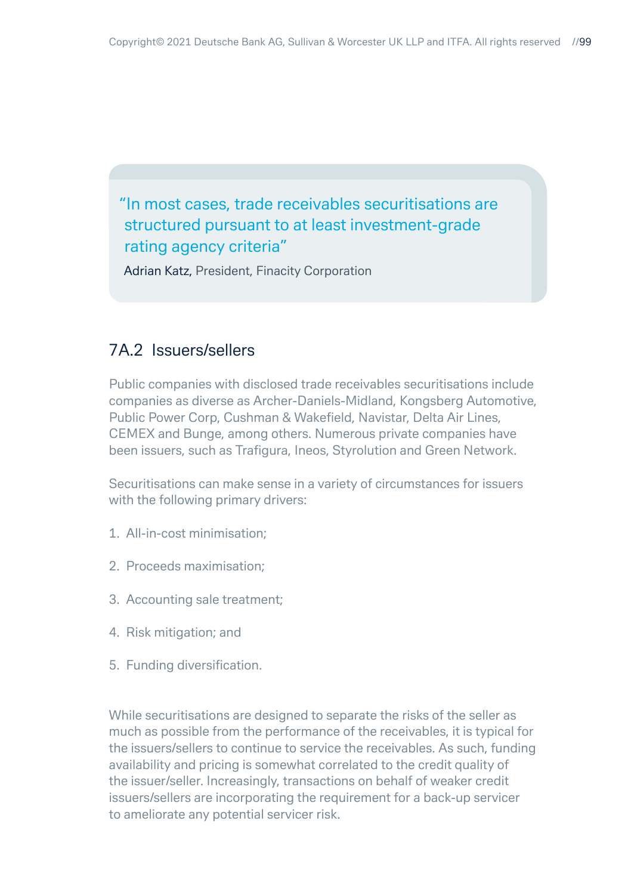> "In most cases, trade receivables securitisations are structured pursuant to at least investment-grade rating agency criteria"
>
> Adrian Katz, President, Finacity Corporation

## 7A.2 Issuers/sellers

Public companies with disclosed trade receivables securitisations include companies as diverse as Archer-Daniels-Midland, Kongsberg Automotive, Public Power Corp, Cushman & Wakefield, Navistar, Delta Air Lines, CEMEX and Bunge, among others. Numerous private companies have been issuers, such as Trafigura, Ineos, Styrolution and Green Network.

Securitisations can make sense in a variety of circumstances for issuers with the following primary drivers:

1. All-in-cost minimisation;
2. Proceeds maximisation;
3. Accounting sale treatment;
4. Risk mitigation; and
5. Funding diversification.

While securitisations are designed to separate the risks of the seller as much as possible from the performance of the receivables, it is typical for the issuers/sellers to continue to service the receivables. As such, funding availability and pricing is somewhat correlated to the credit quality of the issuer/seller. Increasingly, transactions on behalf of weaker credit issuers/sellers are incorporating the requirement for a back-up servicer to ameliorate any potential servicer risk.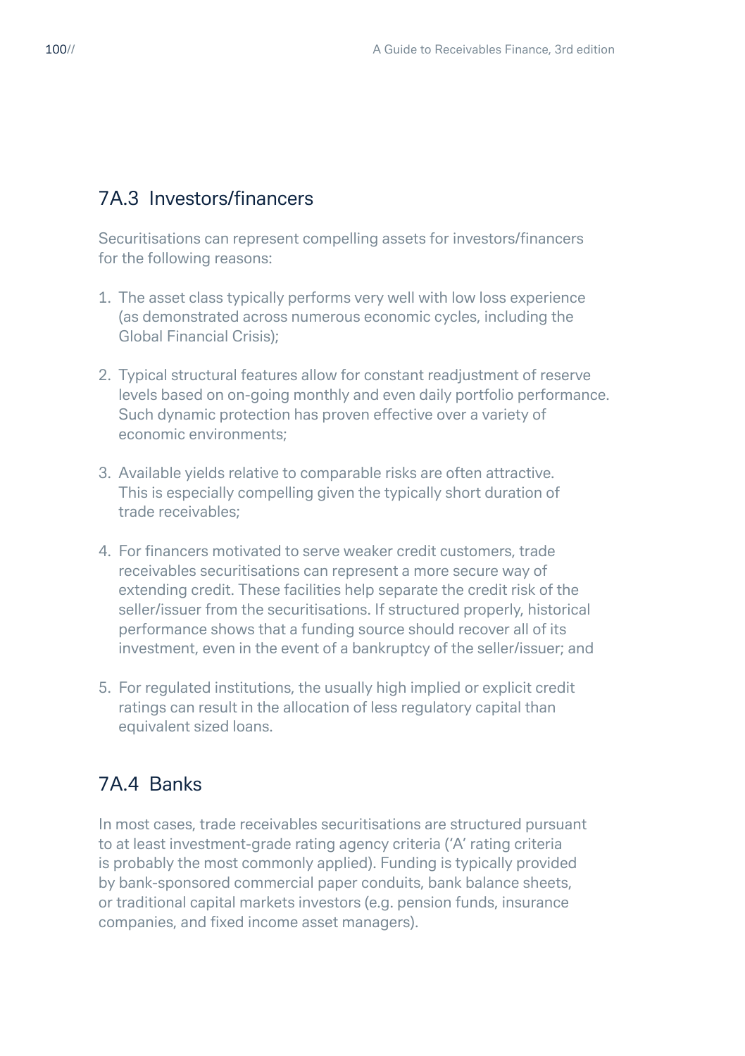## 7A.3 Investors/financers

Securitisations can represent compelling assets for investors/financers for the following reasons:

1. The asset class typically performs very well with low loss experience (as demonstrated across numerous economic cycles, including the Global Financial Crisis);

2. Typical structural features allow for constant readjustment of reserve levels based on on-going monthly and even daily portfolio performance. Such dynamic protection has proven effective over a variety of economic environments;

3. Available yields relative to comparable risks are often attractive. This is especially compelling given the typically short duration of trade receivables;

4. For financers motivated to serve weaker credit customers, trade receivables securitisations can represent a more secure way of extending credit. These facilities help separate the credit risk of the seller/issuer from the securitisations. If structured properly, historical performance shows that a funding source should recover all of its investment, even in the event of a bankruptcy of the seller/issuer; and

5. For regulated institutions, the usually high implied or explicit credit ratings can result in the allocation of less regulatory capital than equivalent sized loans.

## 7A.4 Banks

In most cases, trade receivables securitisations are structured pursuant to at least investment-grade rating agency criteria ('A' rating criteria is probably the most commonly applied). Funding is typically provided by bank-sponsored commercial paper conduits, bank balance sheets, or traditional capital markets investors (e.g. pension funds, insurance companies, and fixed income asset managers).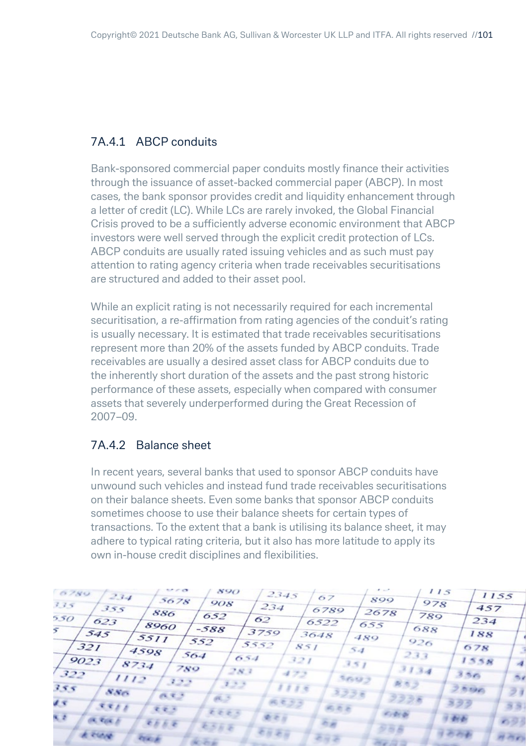### 7A.4.1 ABCP conduits

Bank-sponsored commercial paper conduits mostly finance their activities through the issuance of asset-backed commercial paper (ABCP). In most cases, the bank sponsor provides credit and liquidity enhancement through a letter of credit (LC). While LCs are rarely invoked, the Global Financial Crisis proved to be a sufficiently adverse economic environment that ABCP investors were well served through the explicit credit protection of LCs. ABCP conduits are usually rated issuing vehicles and as such must pay attention to rating agency criteria when trade receivables securitisations are structured and added to their asset pool.

While an explicit rating is not necessarily required for each incremental securitisation, a re-affirmation from rating agencies of the conduit's rating is usually necessary. It is estimated that trade receivables securitisations represent more than 20% of the assets funded by ABCP conduits. Trade receivables are usually a desired asset class for ABCP conduits due to the inherently short duration of the assets and the past strong historic performance of these assets, especially when compared with consumer assets that severely underperformed during the Great Recession of 2007–09.

### 7A.4.2 Balance sheet

In recent years, several banks that used to sponsor ABCP conduits have unwound such vehicles and instead fund trade receivables securitisations on their balance sheets. Even some banks that sponsor ABCP conduits sometimes choose to use their balance sheets for certain types of transactions. To the extent that a bank is utilising its balance sheet, it may adhere to typical rating criteria, but it also has more latitude to apply its own in-house credit disciplines and flexibilities.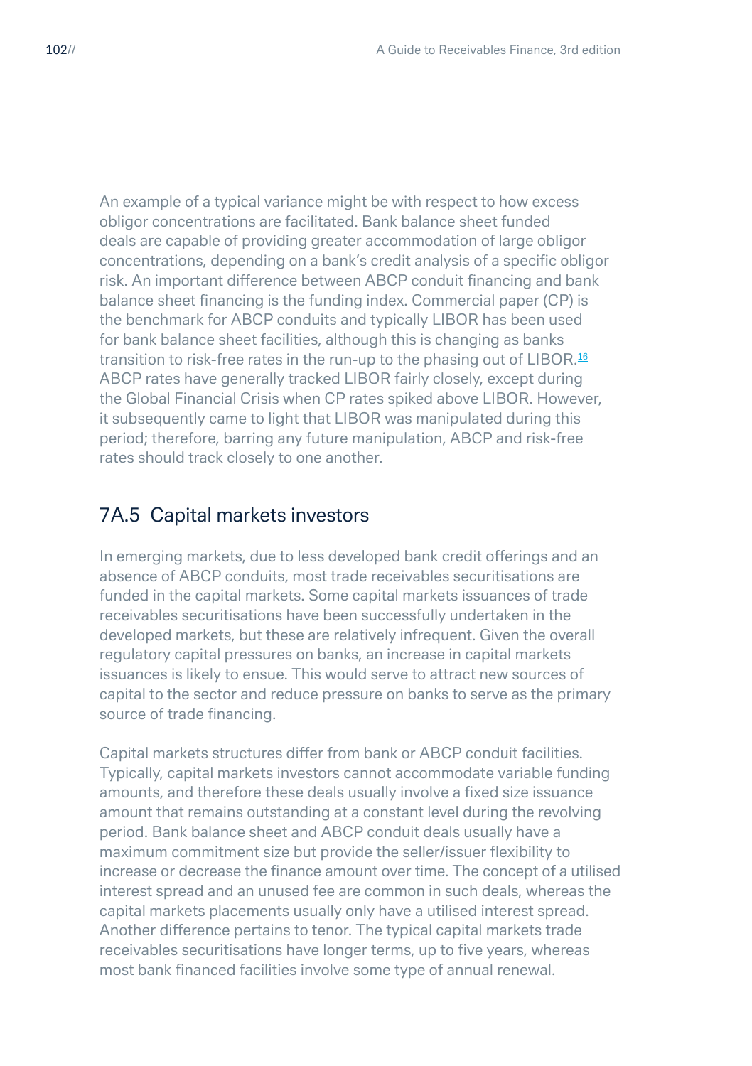An example of a typical variance might be with respect to how excess obligor concentrations are facilitated. Bank balance sheet funded deals are capable of providing greater accommodation of large obligor concentrations, depending on a bank's credit analysis of a specific obligor risk. An important difference between ABCP conduit financing and bank balance sheet financing is the funding index. Commercial paper (CP) is the benchmark for ABCP conduits and typically LIBOR has been used for bank balance sheet facilities, although this is changing as banks transition to risk-free rates in the run-up to the phasing out of LIBOR.[16] ABCP rates have generally tracked LIBOR fairly closely, except during the Global Financial Crisis when CP rates spiked above LIBOR. However, it subsequently came to light that LIBOR was manipulated during this period; therefore, barring any future manipulation, ABCP and risk-free rates should track closely to one another.

## 7A.5 Capital markets investors

In emerging markets, due to less developed bank credit offerings and an absence of ABCP conduits, most trade receivables securitisations are funded in the capital markets. Some capital markets issuances of trade receivables securitisations have been successfully undertaken in the developed markets, but these are relatively infrequent. Given the overall regulatory capital pressures on banks, an increase in capital markets issuances is likely to ensue. This would serve to attract new sources of capital to the sector and reduce pressure on banks to serve as the primary source of trade financing.

Capital markets structures differ from bank or ABCP conduit facilities. Typically, capital markets investors cannot accommodate variable funding amounts, and therefore these deals usually involve a fixed size issuance amount that remains outstanding at a constant level during the revolving period. Bank balance sheet and ABCP conduit deals usually have a maximum commitment size but provide the seller/issuer flexibility to increase or decrease the finance amount over time. The concept of a utilised interest spread and an unused fee are common in such deals, whereas the capital markets placements usually only have a utilised interest spread. Another difference pertains to tenor. The typical capital markets trade receivables securitisations have longer terms, up to five years, whereas most bank financed facilities involve some type of annual renewal.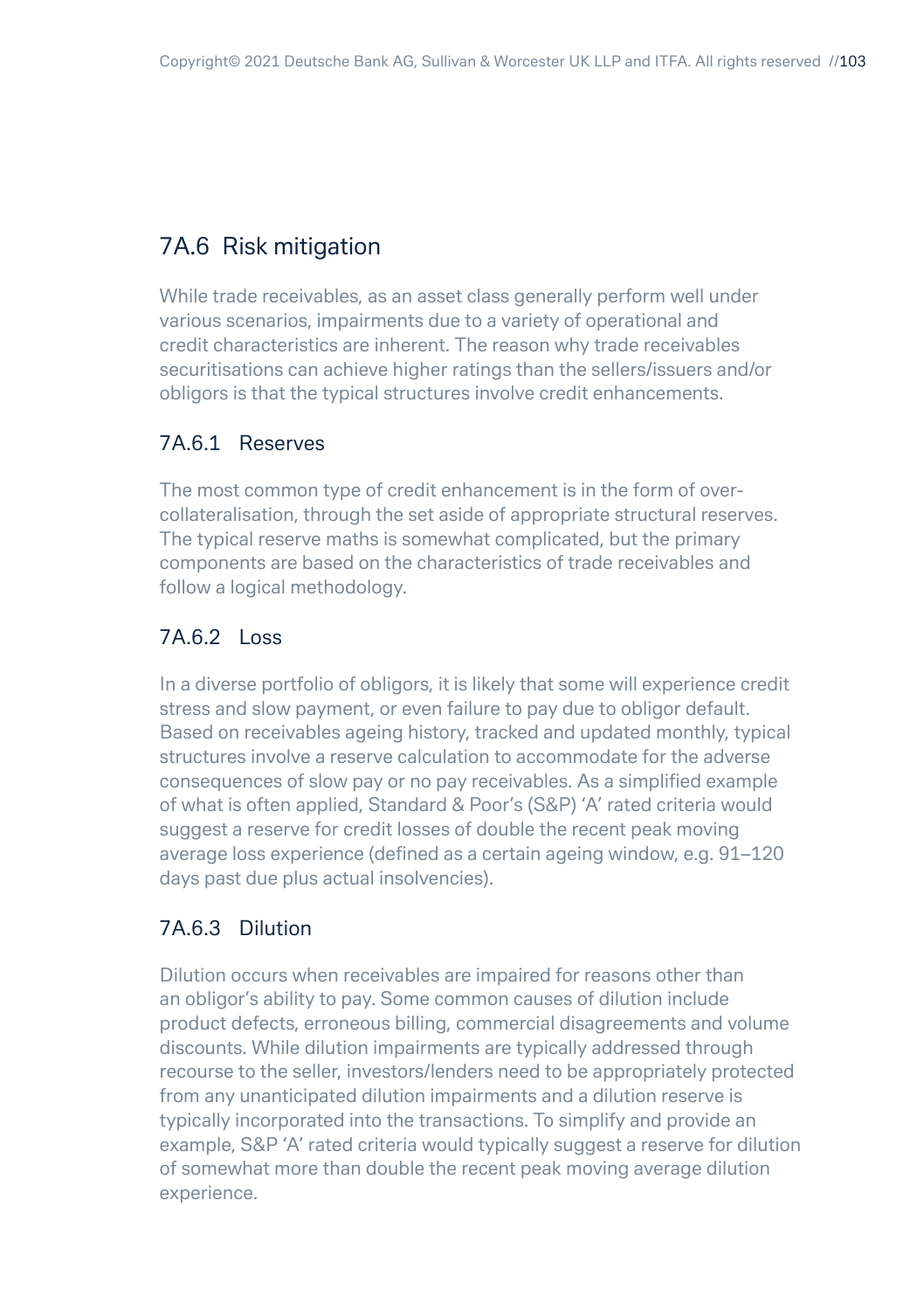## 7A.6 Risk mitigation

While trade receivables, as an asset class generally perform well under various scenarios, impairments due to a variety of operational and credit characteristics are inherent. The reason why trade receivables securitisations can achieve higher ratings than the sellers/issuers and/or obligors is that the typical structures involve credit enhancements.

### 7A.6.1 Reserves

The most common type of credit enhancement is in the form of over-collateralisation, through the set aside of appropriate structural reserves. The typical reserve maths is somewhat complicated, but the primary components are based on the characteristics of trade receivables and follow a logical methodology.

### 7A.6.2 Loss

In a diverse portfolio of obligors, it is likely that some will experience credit stress and slow payment, or even failure to pay due to obligor default. Based on receivables ageing history, tracked and updated monthly, typical structures involve a reserve calculation to accommodate for the adverse consequences of slow pay or no pay receivables. As a simplified example of what is often applied, Standard & Poor's (S&P) 'A' rated criteria would suggest a reserve for credit losses of double the recent peak moving average loss experience (defined as a certain ageing window, e.g. 91–120 days past due plus actual insolvencies).

### 7A.6.3 Dilution

Dilution occurs when receivables are impaired for reasons other than an obligor's ability to pay. Some common causes of dilution include product defects, erroneous billing, commercial disagreements and volume discounts. While dilution impairments are typically addressed through recourse to the seller, investors/lenders need to be appropriately protected from any unanticipated dilution impairments and a dilution reserve is typically incorporated into the transactions. To simplify and provide an example, S&P 'A' rated criteria would typically suggest a reserve for dilution of somewhat more than double the recent peak moving average dilution experience.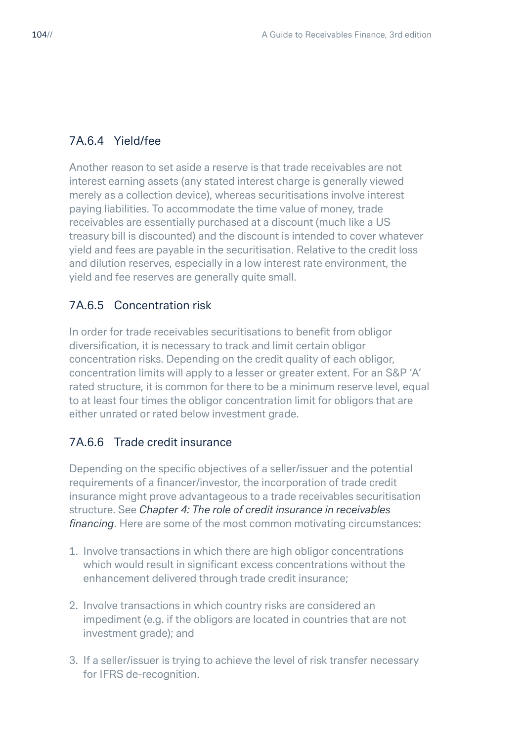### 7A.6.4 Yield/fee

Another reason to set aside a reserve is that trade receivables are not interest earning assets (any stated interest charge is generally viewed merely as a collection device), whereas securitisations involve interest paying liabilities. To accommodate the time value of money, trade receivables are essentially purchased at a discount (much like a US treasury bill is discounted) and the discount is intended to cover whatever yield and fees are payable in the securitisation. Relative to the credit loss and dilution reserves, especially in a low interest rate environment, the yield and fee reserves are generally quite small.

### 7A.6.5 Concentration risk

In order for trade receivables securitisations to benefit from obligor diversification, it is necessary to track and limit certain obligor concentration risks. Depending on the credit quality of each obligor, concentration limits will apply to a lesser or greater extent. For an S&P 'A' rated structure, it is common for there to be a minimum reserve level, equal to at least four times the obligor concentration limit for obligors that are either unrated or rated below investment grade.

### 7A.6.6 Trade credit insurance

Depending on the specific objectives of a seller/issuer and the potential requirements of a financer/investor, the incorporation of trade credit insurance might prove advantageous to a trade receivables securitisation structure. See *Chapter 4: The role of credit insurance in receivables financing*. Here are some of the most common motivating circumstances:

1. Involve transactions in which there are high obligor concentrations which would result in significant excess concentrations without the enhancement delivered through trade credit insurance;
2. Involve transactions in which country risks are considered an impediment (e.g. if the obligors are located in countries that are not investment grade); and
3. If a seller/issuer is trying to achieve the level of risk transfer necessary for IFRS de-recognition.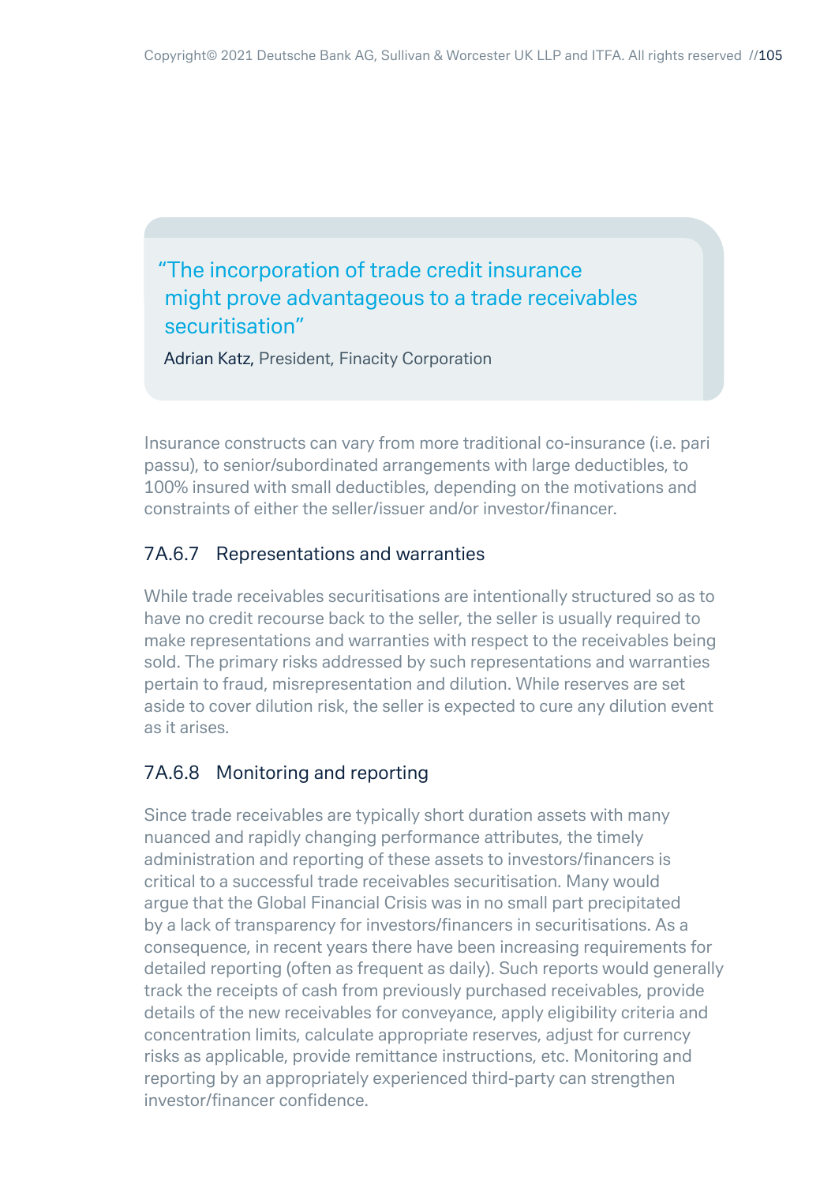> "The incorporation of trade credit insurance might prove advantageous to a trade receivables securitisation"
>
> Adrian Katz, President, Finacity Corporation

Insurance constructs can vary from more traditional co-insurance (i.e. pari passu), to senior/subordinated arrangements with large deductibles, to 100% insured with small deductibles, depending on the motivations and constraints of either the seller/issuer and/or investor/financer.

### 7A.6.7 Representations and warranties

While trade receivables securitisations are intentionally structured so as to have no credit recourse back to the seller, the seller is usually required to make representations and warranties with respect to the receivables being sold. The primary risks addressed by such representations and warranties pertain to fraud, misrepresentation and dilution. While reserves are set aside to cover dilution risk, the seller is expected to cure any dilution event as it arises.

### 7A.6.8 Monitoring and reporting

Since trade receivables are typically short duration assets with many nuanced and rapidly changing performance attributes, the timely administration and reporting of these assets to investors/financers is critical to a successful trade receivables securitisation. Many would argue that the Global Financial Crisis was in no small part precipitated by a lack of transparency for investors/financers in securitisations. As a consequence, in recent years there have been increasing requirements for detailed reporting (often as frequent as daily). Such reports would generally track the receipts of cash from previously purchased receivables, provide details of the new receivables for conveyance, apply eligibility criteria and concentration limits, calculate appropriate reserves, adjust for currency risks as applicable, provide remittance instructions, etc. Monitoring and reporting by an appropriately experienced third-party can strengthen investor/financer confidence.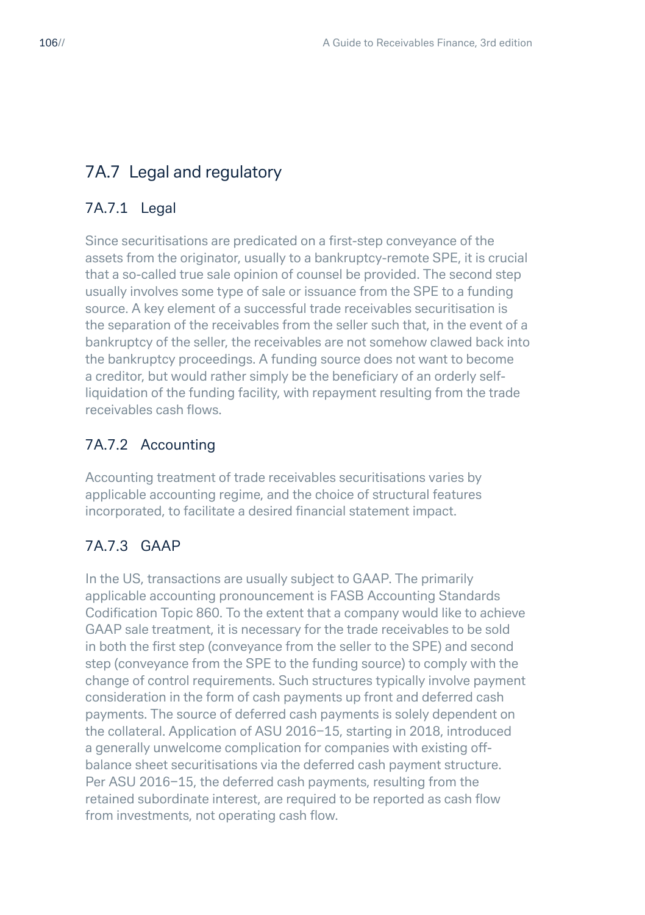## 7A.7 Legal and regulatory

### 7A.7.1 Legal

Since securitisations are predicated on a first-step conveyance of the assets from the originator, usually to a bankruptcy-remote SPE, it is crucial that a so-called true sale opinion of counsel be provided. The second step usually involves some type of sale or issuance from the SPE to a funding source. A key element of a successful trade receivables securitisation is the separation of the receivables from the seller such that, in the event of a bankruptcy of the seller, the receivables are not somehow clawed back into the bankruptcy proceedings. A funding source does not want to become a creditor, but would rather simply be the beneficiary of an orderly self-liquidation of the funding facility, with repayment resulting from the trade receivables cash flows.

### 7A.7.2 Accounting

Accounting treatment of trade receivables securitisations varies by applicable accounting regime, and the choice of structural features incorporated, to facilitate a desired financial statement impact.

### 7A.7.3 GAAP

In the US, transactions are usually subject to GAAP. The primarily applicable accounting pronouncement is FASB Accounting Standards Codification Topic 860. To the extent that a company would like to achieve GAAP sale treatment, it is necessary for the trade receivables to be sold in both the first step (conveyance from the seller to the SPE) and second step (conveyance from the SPE to the funding source) to comply with the change of control requirements. Such structures typically involve payment consideration in the form of cash payments up front and deferred cash payments. The source of deferred cash payments is solely dependent on the collateral. Application of ASU 2016–15, starting in 2018, introduced a generally unwelcome complication for companies with existing off-balance sheet securitisations via the deferred cash payment structure. Per ASU 2016–15, the deferred cash payments, resulting from the retained subordinate interest, are required to be reported as cash flow from investments, not operating cash flow.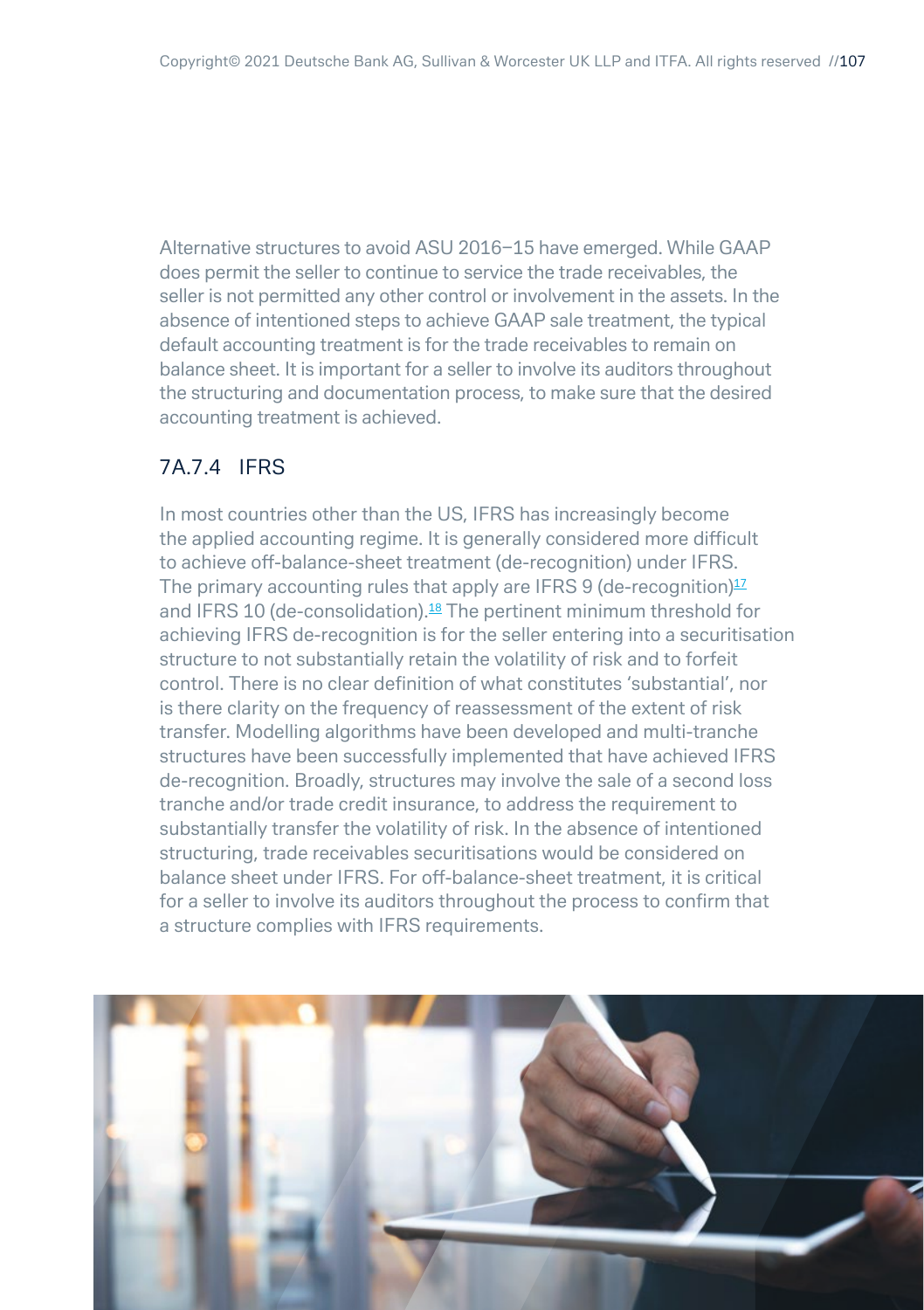Alternative structures to avoid ASU 2016–15 have emerged. While GAAP does permit the seller to continue to service the trade receivables, the seller is not permitted any other control or involvement in the assets. In the absence of intentioned steps to achieve GAAP sale treatment, the typical default accounting treatment is for the trade receivables to remain on balance sheet. It is important for a seller to involve its auditors throughout the structuring and documentation process, to make sure that the desired accounting treatment is achieved.

### 7A.7.4 IFRS

In most countries other than the US, IFRS has increasingly become the applied accounting regime. It is generally considered more difficult to achieve off-balance-sheet treatment (de-recognition) under IFRS. The primary accounting rules that apply are IFRS 9 (de-recognition)[17] and IFRS 10 (de-consolidation).[18] The pertinent minimum threshold for achieving IFRS de-recognition is for the seller entering into a securitisation structure to not substantially retain the volatility of risk and to forfeit control. There is no clear definition of what constitutes 'substantial', nor is there clarity on the frequency of reassessment of the extent of risk transfer. Modelling algorithms have been developed and multi-tranche structures have been successfully implemented that have achieved IFRS de-recognition. Broadly, structures may involve the sale of a second loss tranche and/or trade credit insurance, to address the requirement to substantially transfer the volatility of risk. In the absence of intentioned structuring, trade receivables securitisations would be considered on balance sheet under IFRS. For off-balance-sheet treatment, it is critical for a seller to involve its auditors throughout the process to confirm that a structure complies with IFRS requirements.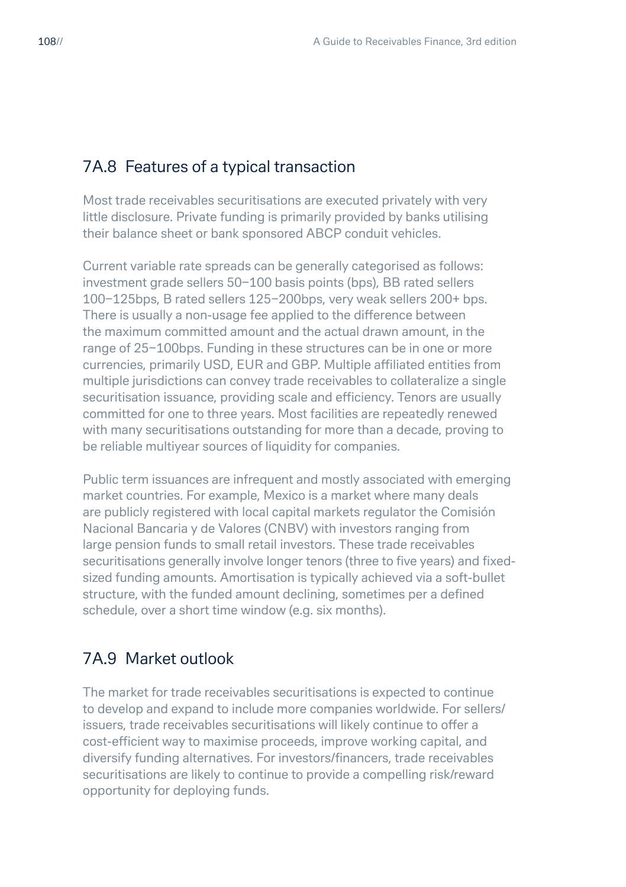## 7A.8 Features of a typical transaction

Most trade receivables securitisations are executed privately with very little disclosure. Private funding is primarily provided by banks utilising their balance sheet or bank sponsored ABCP conduit vehicles.

Current variable rate spreads can be generally categorised as follows: investment grade sellers 50–100 basis points (bps), BB rated sellers 100–125bps, B rated sellers 125–200bps, very weak sellers 200+ bps. There is usually a non-usage fee applied to the difference between the maximum committed amount and the actual drawn amount, in the range of 25–100bps. Funding in these structures can be in one or more currencies, primarily USD, EUR and GBP. Multiple affiliated entities from multiple jurisdictions can convey trade receivables to collateralize a single securitisation issuance, providing scale and efficiency. Tenors are usually committed for one to three years. Most facilities are repeatedly renewed with many securitisations outstanding for more than a decade, proving to be reliable multiyear sources of liquidity for companies.

Public term issuances are infrequent and mostly associated with emerging market countries. For example, Mexico is a market where many deals are publicly registered with local capital markets regulator the Comisión Nacional Bancaria y de Valores (CNBV) with investors ranging from large pension funds to small retail investors. These trade receivables securitisations generally involve longer tenors (three to five years) and fixed-sized funding amounts. Amortisation is typically achieved via a soft-bullet structure, with the funded amount declining, sometimes per a defined schedule, over a short time window (e.g. six months).

## 7A.9 Market outlook

The market for trade receivables securitisations is expected to continue to develop and expand to include more companies worldwide. For sellers/issuers, trade receivables securitisations will likely continue to offer a cost-efficient way to maximise proceeds, improve working capital, and diversify funding alternatives. For investors/financers, trade receivables securitisations are likely to continue to provide a compelling risk/reward opportunity for deploying funds.